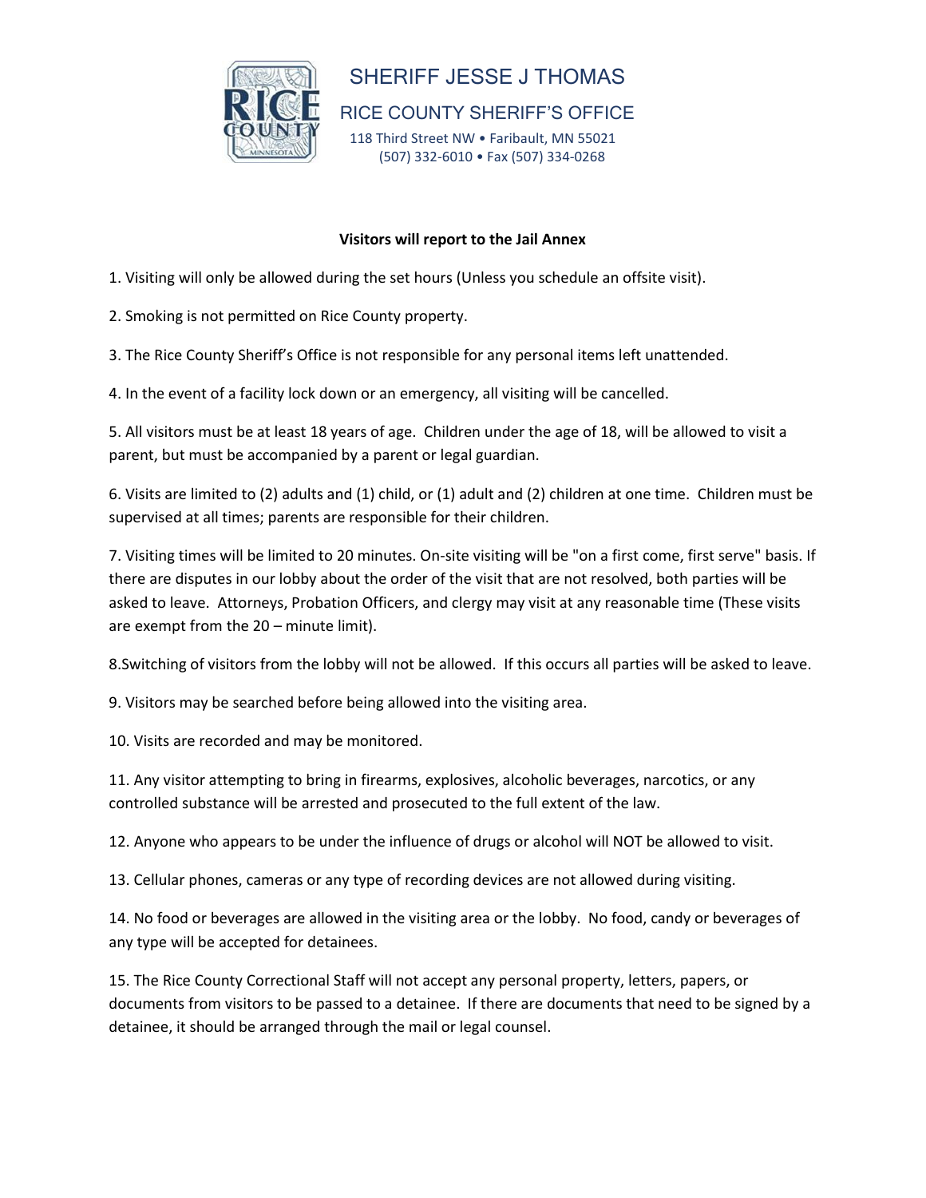SHERIFF JESSE J THOMAS

RICE COUNTY SHERIFF'S OFFICE

118 Third Street NW • Faribault, MN 55021

(507) 332-6010 • Fax (507) 334-0268

**Visitors will report to the Jail Annex**

1. Visiting will only be allowed during the set hours (Unless you schedule an offsite visit).

2. Smoking is not permitted on Rice County property.

3. The Rice County Sheriff's Office is not responsible for any personal items left unattended.

4. In the event of a facility lock down or an emergency, all visiting will be cancelled.

5. All visitors must be at least 18 years of age. Children under the age of 18, will be allowed to visit a parent, but must be accompanied by a parent or legal guardian.

6. Visits are limited to (2) adults and (1) child, or (1) adult and (2) children at one time. Children must be supervised at all times; parents are responsible for their children.

7. Visiting times will be limited to 20 minutes. On-site visiting will be "on a first come, first serve" basis. If there are disputes in our lobby about the order of the visit that are not resolved, both parties will be asked to leave. Attorneys, Probation Officers, and clergy may visit at any reasonable time (These visits are exempt from the 20 – minute limit).

8.Switching of visitors from the lobby will not be allowed. If this occurs all parties will be asked to leave.

9. Visitors may be searched before being allowed into the visiting area.

10. Visits are recorded and may be monitored.

11. Any visitor attempting to bring in firearms, explosives, alcoholic beverages, narcotics, or any controlled substance will be arrested and prosecuted to the full extent of the law.

12. Anyone who appears to be under the influence of drugs or alcohol will NOT be allowed to visit.

13. Cellular phones, cameras or any type of recording devices are not allowed during visiting.

14. No food or beverages are allowed in the visiting area or the lobby. No food, candy or beverages of any type will be accepted for detainees.

15. The Rice County Correctional Staff will not accept any personal property, letters, papers, or documents from visitors to be passed to a detainee. If there are documents that need to be signed by a detainee, it should be arranged through the mail or legal counsel.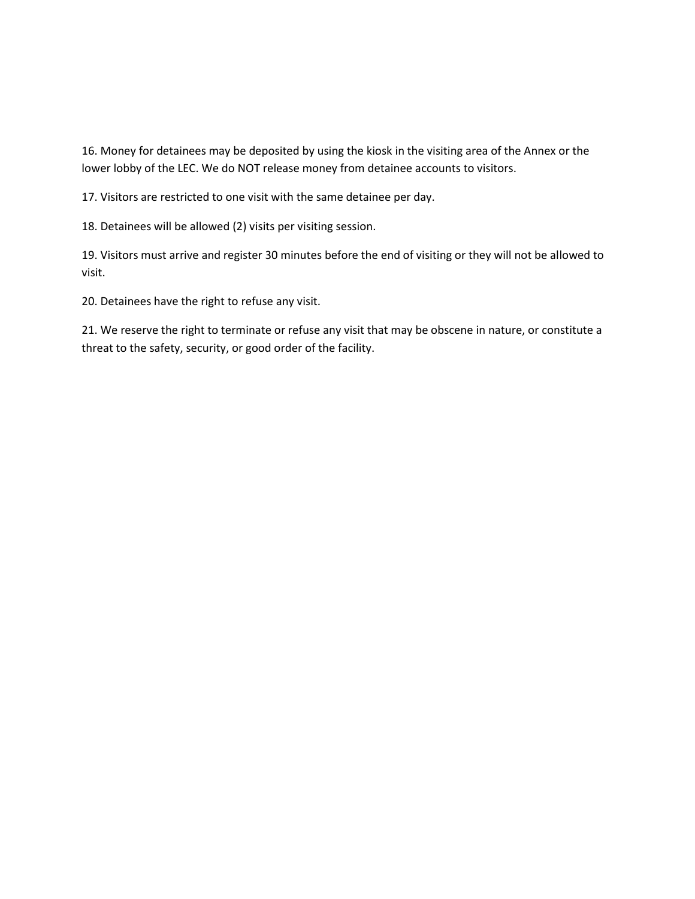16. Money for detainees may be deposited by using the kiosk in the visiting area of the Annex or the lower lobby of the LEC. We do NOT release money from detainee accounts to visitors.

17. Visitors are restricted to one visit with the same detainee per day.

18. Detainees will be allowed (2) visits per visiting session.

19. Visitors must arrive and register 30 minutes before the end of visiting or they will not be allowed to visit.

20. Detainees have the right to refuse any visit.

21. We reserve the right to terminate or refuse any visit that may be obscene in nature, or constitute a threat to the safety, security, or good order of the facility.